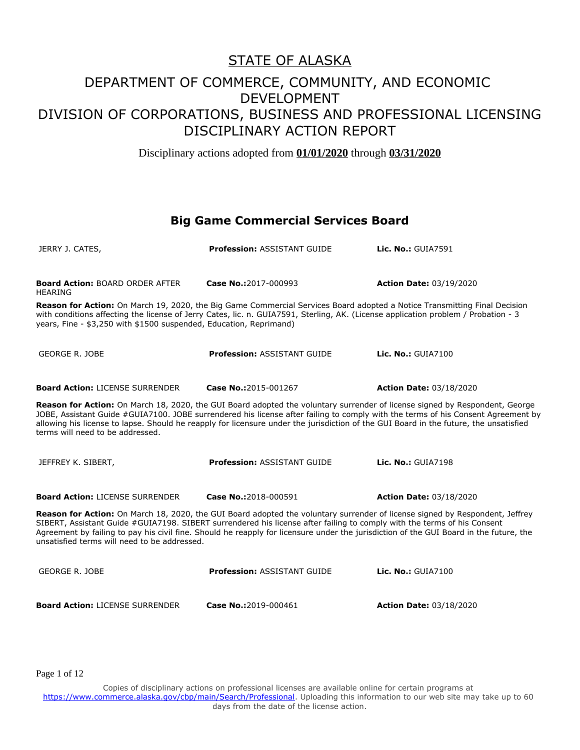# STATE OF ALASKA

## DEPARTMENT OF COMMERCE, COMMUNITY, AND ECONOMIC DEVELOPMENT
## DIVISION OF CORPORATIONS, BUSINESS AND PROFESSIONAL LICENSING
## DISCIPLINARY ACTION REPORT

Disciplinary actions adopted from **01/01/2020** through **03/31/2020**

## Big Game Commercial Services Board

JERRY J. CATES, **Profession:** ASSISTANT GUIDE **Lic. No.:** GUIA7591

**Board Action:** BOARD ORDER AFTER HEARING **Case No.:** 2017-000993 **Action Date:** 03/19/2020

**Reason for Action:** On March 19, 2020, the Big Game Commercial Services Board adopted a Notice Transmitting Final Decision with conditions affecting the license of Jerry Cates, lic. n. GUIA7591, Sterling, AK. (License application problem / Probation - 3 years, Fine - $3,250 with $1500 suspended, Education, Reprimand)

GEORGE R. JOBE **Profession:** ASSISTANT GUIDE **Lic. No.:** GUIA7100

**Board Action:** LICENSE SURRENDER **Case No.:** 2015-001267 **Action Date:** 03/18/2020

**Reason for Action:** On March 18, 2020, the GUI Board adopted the voluntary surrender of license signed by Respondent, George JOBE, Assistant Guide #GUIA7100. JOBE surrendered his license after failing to comply with the terms of his Consent Agreement by allowing his license to lapse. Should he reapply for licensure under the jurisdiction of the GUI Board in the future, the unsatisfied terms will need to be addressed.

JEFFREY K. SIBERT, **Profession:** ASSISTANT GUIDE **Lic. No.:** GUIA7198

**Board Action:** LICENSE SURRENDER **Case No.:** 2018-000591 **Action Date:** 03/18/2020

**Reason for Action:** On March 18, 2020, the GUI Board adopted the voluntary surrender of license signed by Respondent, Jeffrey SIBERT, Assistant Guide #GUIA7198. SIBERT surrendered his license after failing to comply with the terms of his Consent Agreement by failing to pay his civil fine. Should he reapply for licensure under the jurisdiction of the GUI Board in the future, the unsatisfied terms will need to be addressed.

GEORGE R. JOBE **Profession:** ASSISTANT GUIDE **Lic. No.:** GUIA7100

**Board Action:** LICENSE SURRENDER **Case No.:** 2019-000461 **Action Date:** 03/18/2020

Copies of disciplinary actions on professional licenses are available online for certain programs at https://www.commerce.alaska.gov/cbp/main/Search/Professional. Uploading this information to our web site may take up to 60 days from the date of the license action.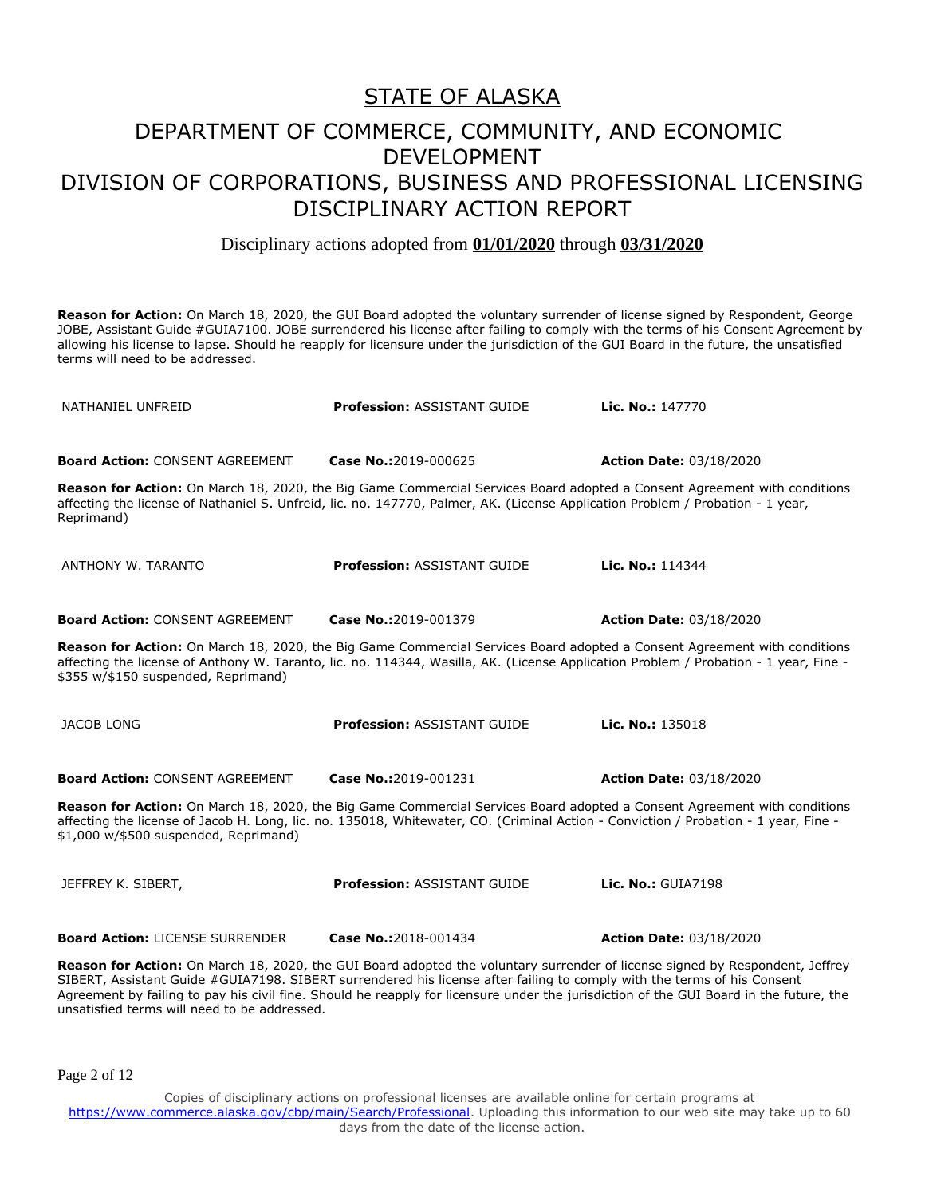# STATE OF ALASKA

## DEPARTMENT OF COMMERCE, COMMUNITY, AND ECONOMIC DEVELOPMENT
## DIVISION OF CORPORATIONS, BUSINESS AND PROFESSIONAL LICENSING
## DISCIPLINARY ACTION REPORT

Disciplinary actions adopted from **01/01/2020** through **03/31/2020**

**Reason for Action:** On March 18, 2020, the GUI Board adopted the voluntary surrender of license signed by Respondent, George JOBE, Assistant Guide #GUIA7100. JOBE surrendered his license after failing to comply with the terms of his Consent Agreement by allowing his license to lapse. Should he reapply for licensure under the jurisdiction of the GUI Board in the future, the unsatisfied terms will need to be addressed.

| NATHANIEL UNFREID | **Profession:** ASSISTANT GUIDE | **Lic. No.:** 147770 |
|---|---|---|
| **Board Action:** CONSENT AGREEMENT | **Case No.:**2019-000625 | **Action Date:** 03/18/2020 |

**Reason for Action:** On March 18, 2020, the Big Game Commercial Services Board adopted a Consent Agreement with conditions affecting the license of Nathaniel S. Unfreid, lic. no. 147770, Palmer, AK. (License Application Problem / Probation - 1 year, Reprimand)

| ANTHONY W. TARANTO | **Profession:** ASSISTANT GUIDE | **Lic. No.:** 114344 |
|---|---|---|
| **Board Action:** CONSENT AGREEMENT | **Case No.:**2019-001379 | **Action Date:** 03/18/2020 |

**Reason for Action:** On March 18, 2020, the Big Game Commercial Services Board adopted a Consent Agreement with conditions affecting the license of Anthony W. Taranto, lic. no. 114344, Wasilla, AK. (License Application Problem / Probation - 1 year, Fine - $355 w/$150 suspended, Reprimand)

| JACOB LONG | **Profession:** ASSISTANT GUIDE | **Lic. No.:** 135018 |
|---|---|---|
| **Board Action:** CONSENT AGREEMENT | **Case No.:**2019-001231 | **Action Date:** 03/18/2020 |

**Reason for Action:** On March 18, 2020, the Big Game Commercial Services Board adopted a Consent Agreement with conditions affecting the license of Jacob H. Long, lic. no. 135018, Whitewater, CO. (Criminal Action - Conviction / Probation - 1 year, Fine - $1,000 w/$500 suspended, Reprimand)

| JEFFREY K. SIBERT, | **Profession:** ASSISTANT GUIDE | **Lic. No.:** GUIA7198 |
|---|---|---|
| **Board Action:** LICENSE SURRENDER | **Case No.:**2018-001434 | **Action Date:** 03/18/2020 |

**Reason for Action:** On March 18, 2020, the GUI Board adopted the voluntary surrender of license signed by Respondent, Jeffrey SIBERT, Assistant Guide #GUIA7198. SIBERT surrendered his license after failing to comply with the terms of his Consent Agreement by failing to pay his civil fine. Should he reapply for licensure under the jurisdiction of the GUI Board in the future, the unsatisfied terms will need to be addressed.

Copies of disciplinary actions on professional licenses are available online for certain programs at https://www.commerce.alaska.gov/cbp/main/Search/Professional. Uploading this information to our web site may take up to 60 days from the date of the license action.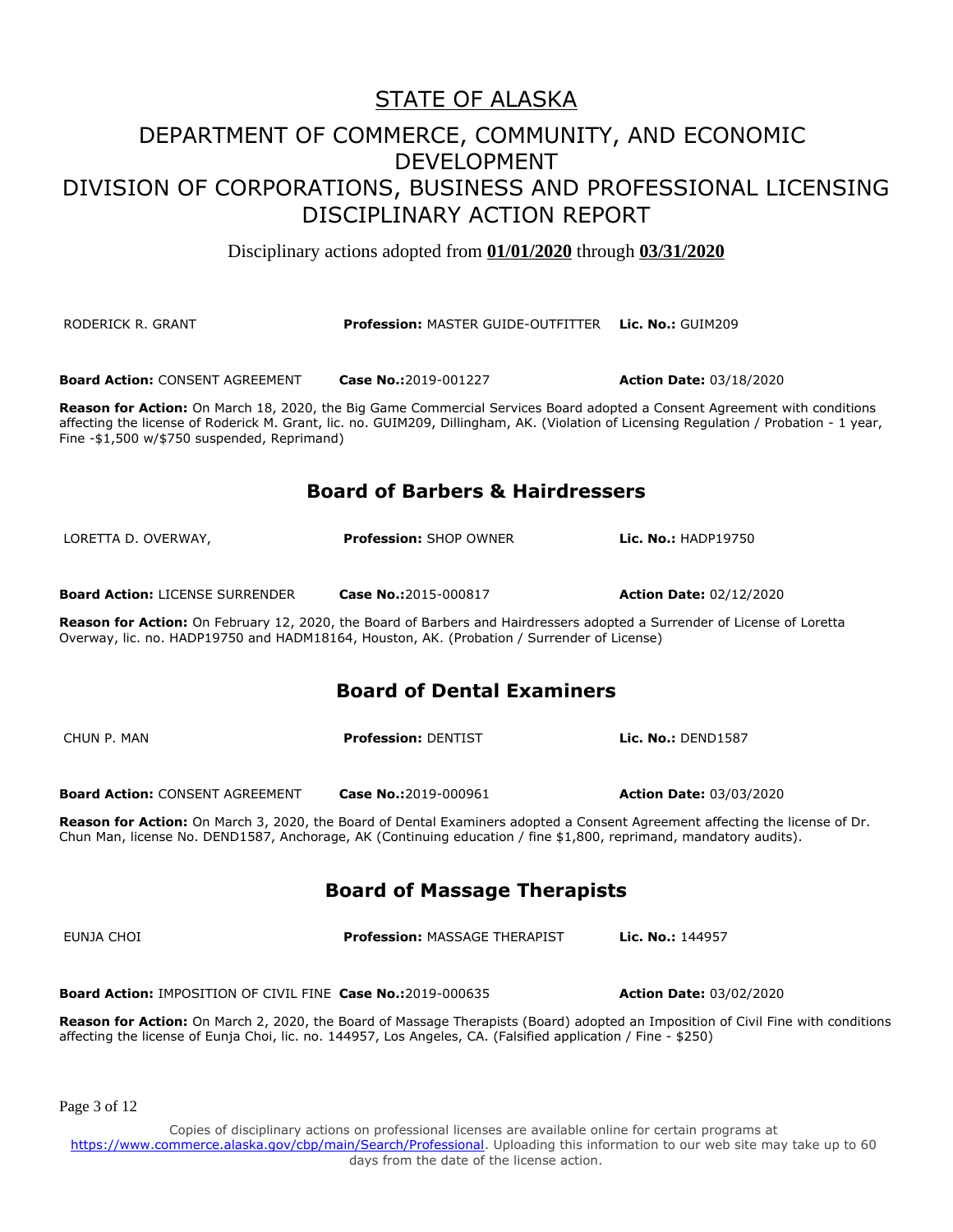# STATE OF ALASKA

## DEPARTMENT OF COMMERCE, COMMUNITY, AND ECONOMIC DEVELOPMENT
## DIVISION OF CORPORATIONS, BUSINESS AND PROFESSIONAL LICENSING
## DISCIPLINARY ACTION REPORT

Disciplinary actions adopted from **01/01/2020** through **03/31/2020**

RODERICK R. GRANT | **Profession:** MASTER GUIDE-OUTFITTER | **Lic. No.:** GUIM209

**Board Action:** CONSENT AGREEMENT | **Case No.:**2019-001227 | **Action Date:** 03/18/2020

**Reason for Action:** On March 18, 2020, the Big Game Commercial Services Board adopted a Consent Agreement with conditions affecting the license of Roderick M. Grant, lic. no. GUIM209, Dillingham, AK. (Violation of Licensing Regulation / Probation - 1 year, Fine -$1,500 w/$750 suspended, Reprimand)

### Board of Barbers & Hairdressers

LORETTA D. OVERWAY, | **Profession:** SHOP OWNER | **Lic. No.:** HADP19750

**Board Action:** LICENSE SURRENDER | **Case No.:**2015-000817 | **Action Date:** 02/12/2020

**Reason for Action:** On February 12, 2020, the Board of Barbers and Hairdressers adopted a Surrender of License of Loretta Overway, lic. no. HADP19750 and HADM18164, Houston, AK. (Probation / Surrender of License)

### Board of Dental Examiners

CHUN P. MAN | **Profession:** DENTIST | **Lic. No.:** DEND1587

**Board Action:** CONSENT AGREEMENT | **Case No.:**2019-000961 | **Action Date:** 03/03/2020

**Reason for Action:** On March 3, 2020, the Board of Dental Examiners adopted a Consent Agreement affecting the license of Dr. Chun Man, license No. DEND1587, Anchorage, AK (Continuing education / fine $1,800, reprimand, mandatory audits).

### Board of Massage Therapists

EUNJA CHOI | **Profession:** MASSAGE THERAPIST | **Lic. No.:** 144957

**Board Action:** IMPOSITION OF CIVIL FINE | **Case No.:**2019-000635 | **Action Date:** 03/02/2020

**Reason for Action:** On March 2, 2020, the Board of Massage Therapists (Board) adopted an Imposition of Civil Fine with conditions affecting the license of Eunja Choi, lic. no. 144957, Los Angeles, CA. (Falsified application / Fine - $250)

Copies of disciplinary actions on professional licenses are available online for certain programs at https://www.commerce.alaska.gov/cbp/main/Search/Professional. Uploading this information to our web site may take up to 60 days from the date of the license action.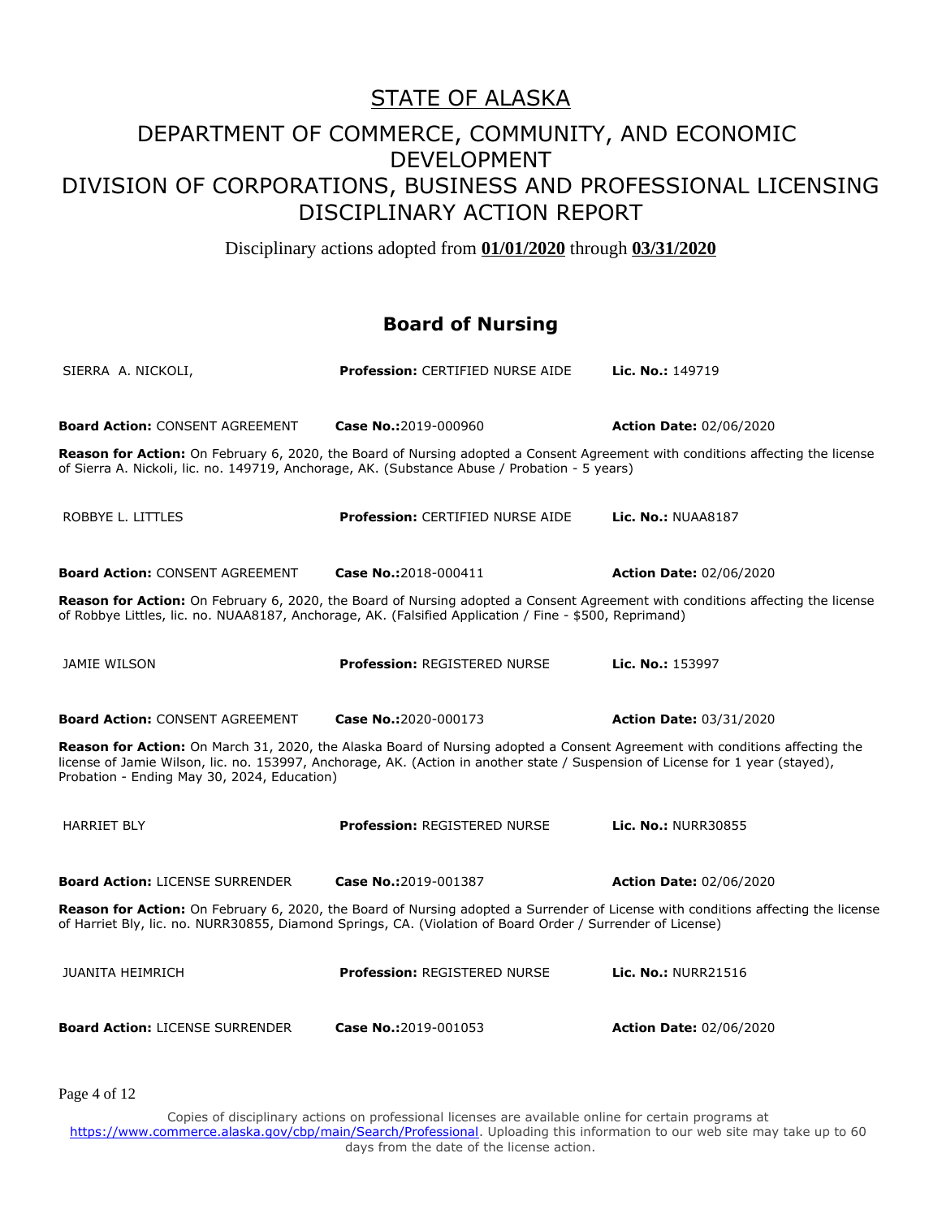# STATE OF ALASKA

## DEPARTMENT OF COMMERCE, COMMUNITY, AND ECONOMIC DEVELOPMENT
## DIVISION OF CORPORATIONS, BUSINESS AND PROFESSIONAL LICENSING
## DISCIPLINARY ACTION REPORT

Disciplinary actions adopted from **01/01/2020** through **03/31/2020**

### Board of Nursing

SIERRA A. NICKOLI, | **Profession:** CERTIFIED NURSE AIDE | **Lic. No.:** 149719

**Board Action:** CONSENT AGREEMENT | **Case No.:** 2019-000960 | **Action Date:** 02/06/2020

**Reason for Action:** On February 6, 2020, the Board of Nursing adopted a Consent Agreement with conditions affecting the license of Sierra A. Nickoli, lic. no. 149719, Anchorage, AK. (Substance Abuse / Probation - 5 years)

ROBBYE L. LITTLES | **Profession:** CERTIFIED NURSE AIDE | **Lic. No.:** NUAA8187

**Board Action:** CONSENT AGREEMENT | **Case No.:** 2018-000411 | **Action Date:** 02/06/2020

**Reason for Action:** On February 6, 2020, the Board of Nursing adopted a Consent Agreement with conditions affecting the license of Robbye Littles, lic. no. NUAA8187, Anchorage, AK. (Falsified Application / Fine - $500, Reprimand)

JAMIE WILSON | **Profession:** REGISTERED NURSE | **Lic. No.:** 153997

**Board Action:** CONSENT AGREEMENT | **Case No.:** 2020-000173 | **Action Date:** 03/31/2020

**Reason for Action:** On March 31, 2020, the Alaska Board of Nursing adopted a Consent Agreement with conditions affecting the license of Jamie Wilson, lic. no. 153997, Anchorage, AK. (Action in another state / Suspension of License for 1 year (stayed), Probation - Ending May 30, 2024, Education)

HARRIET BLY | **Profession:** REGISTERED NURSE | **Lic. No.:** NURR30855

**Board Action:** LICENSE SURRENDER | **Case No.:** 2019-001387 | **Action Date:** 02/06/2020

**Reason for Action:** On February 6, 2020, the Board of Nursing adopted a Surrender of License with conditions affecting the license of Harriet Bly, lic. no. NURR30855, Diamond Springs, CA. (Violation of Board Order / Surrender of License)

JUANITA HEIMRICH | **Profession:** REGISTERED NURSE | **Lic. No.:** NURR21516

**Board Action:** LICENSE SURRENDER | **Case No.:** 2019-001053 | **Action Date:** 02/06/2020

Copies of disciplinary actions on professional licenses are available online for certain programs at https://www.commerce.alaska.gov/cbp/main/Search/Professional. Uploading this information to our web site may take up to 60 days from the date of the license action.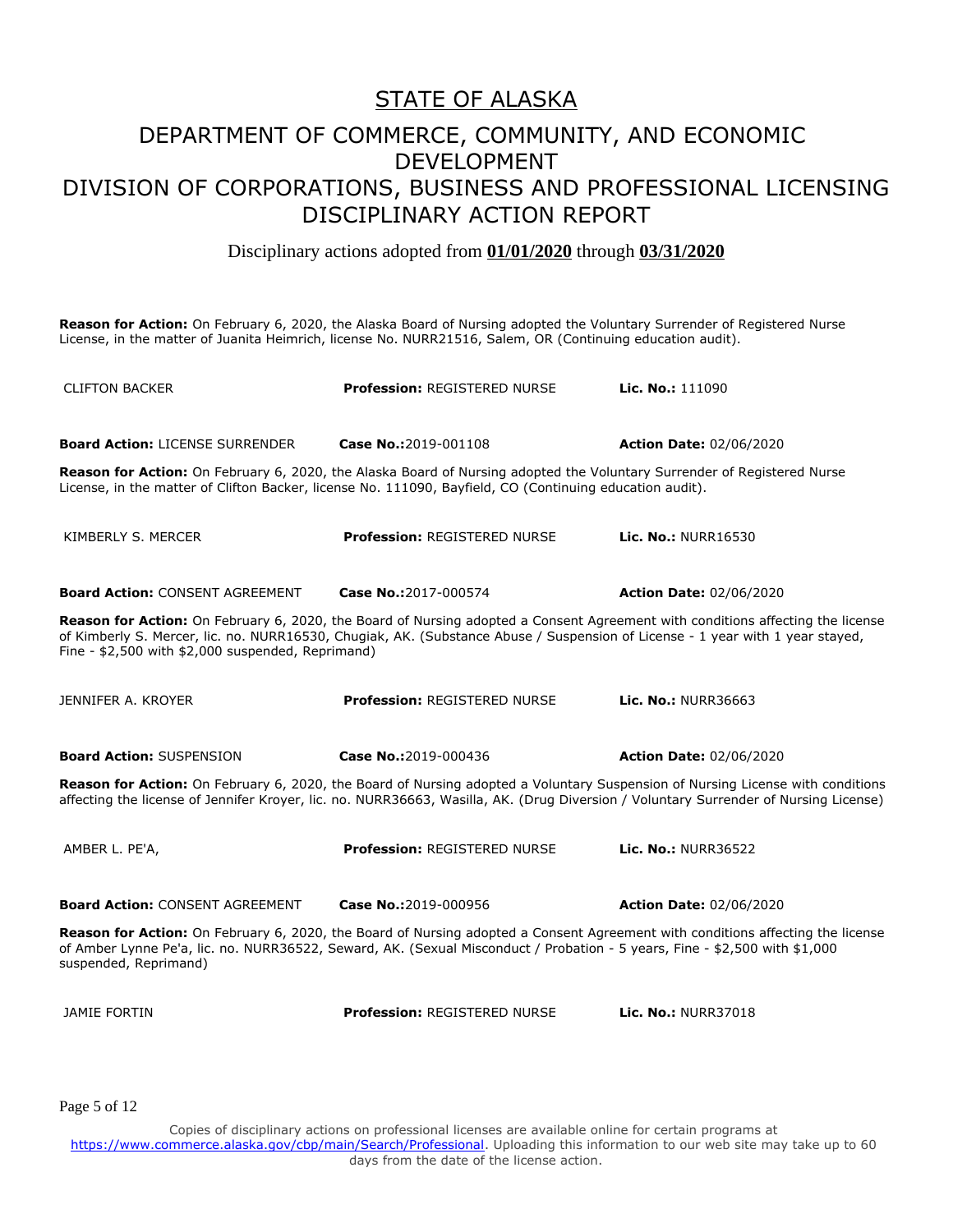# STATE OF ALASKA

## DEPARTMENT OF COMMERCE, COMMUNITY, AND ECONOMIC DEVELOPMENT
## DIVISION OF CORPORATIONS, BUSINESS AND PROFESSIONAL LICENSING
## DISCIPLINARY ACTION REPORT

Disciplinary actions adopted from **01/01/2020** through **03/31/2020**

**Reason for Action:** On February 6, 2020, the Alaska Board of Nursing adopted the Voluntary Surrender of Registered Nurse License, in the matter of Juanita Heimrich, license No. NURR21516, Salem, OR (Continuing education audit).

| CLIFTON BACKER | **Profession:** REGISTERED NURSE | **Lic. No.:** 111090 |
|---|---|---|
| **Board Action:** LICENSE SURRENDER | **Case No.:** 2019-001108 | **Action Date:** 02/06/2020 |

**Reason for Action:** On February 6, 2020, the Alaska Board of Nursing adopted the Voluntary Surrender of Registered Nurse License, in the matter of Clifton Backer, license No. 111090, Bayfield, CO (Continuing education audit).

| KIMBERLY S. MERCER | **Profession:** REGISTERED NURSE | **Lic. No.:** NURR16530 |
|---|---|---|
| **Board Action:** CONSENT AGREEMENT | **Case No.:** 2017-000574 | **Action Date:** 02/06/2020 |

**Reason for Action:** On February 6, 2020, the Board of Nursing adopted a Consent Agreement with conditions affecting the license of Kimberly S. Mercer, lic. no. NURR16530, Chugiak, AK. (Substance Abuse / Suspension of License - 1 year with 1 year stayed, Fine - $2,500 with $2,000 suspended, Reprimand)

| JENNIFER A. KROYER | **Profession:** REGISTERED NURSE | **Lic. No.:** NURR36663 |
|---|---|---|
| **Board Action:** SUSPENSION | **Case No.:** 2019-000436 | **Action Date:** 02/06/2020 |

**Reason for Action:** On February 6, 2020, the Board of Nursing adopted a Voluntary Suspension of Nursing License with conditions affecting the license of Jennifer Kroyer, lic. no. NURR36663, Wasilla, AK. (Drug Diversion / Voluntary Surrender of Nursing License)

| AMBER L. PE'A, | **Profession:** REGISTERED NURSE | **Lic. No.:** NURR36522 |
|---|---|---|
| **Board Action:** CONSENT AGREEMENT | **Case No.:** 2019-000956 | **Action Date:** 02/06/2020 |

**Reason for Action:** On February 6, 2020, the Board of Nursing adopted a Consent Agreement with conditions affecting the license of Amber Lynne Pe'a, lic. no. NURR36522, Seward, AK. (Sexual Misconduct / Probation - 5 years, Fine - $2,500 with $1,000 suspended, Reprimand)

| JAMIE FORTIN | **Profession:** REGISTERED NURSE | **Lic. No.:** NURR37018 |
|---|---|---|

Copies of disciplinary actions on professional licenses are available online for certain programs at https://www.commerce.alaska.gov/cbp/main/Search/Professional. Uploading this information to our web site may take up to 60 days from the date of the license action.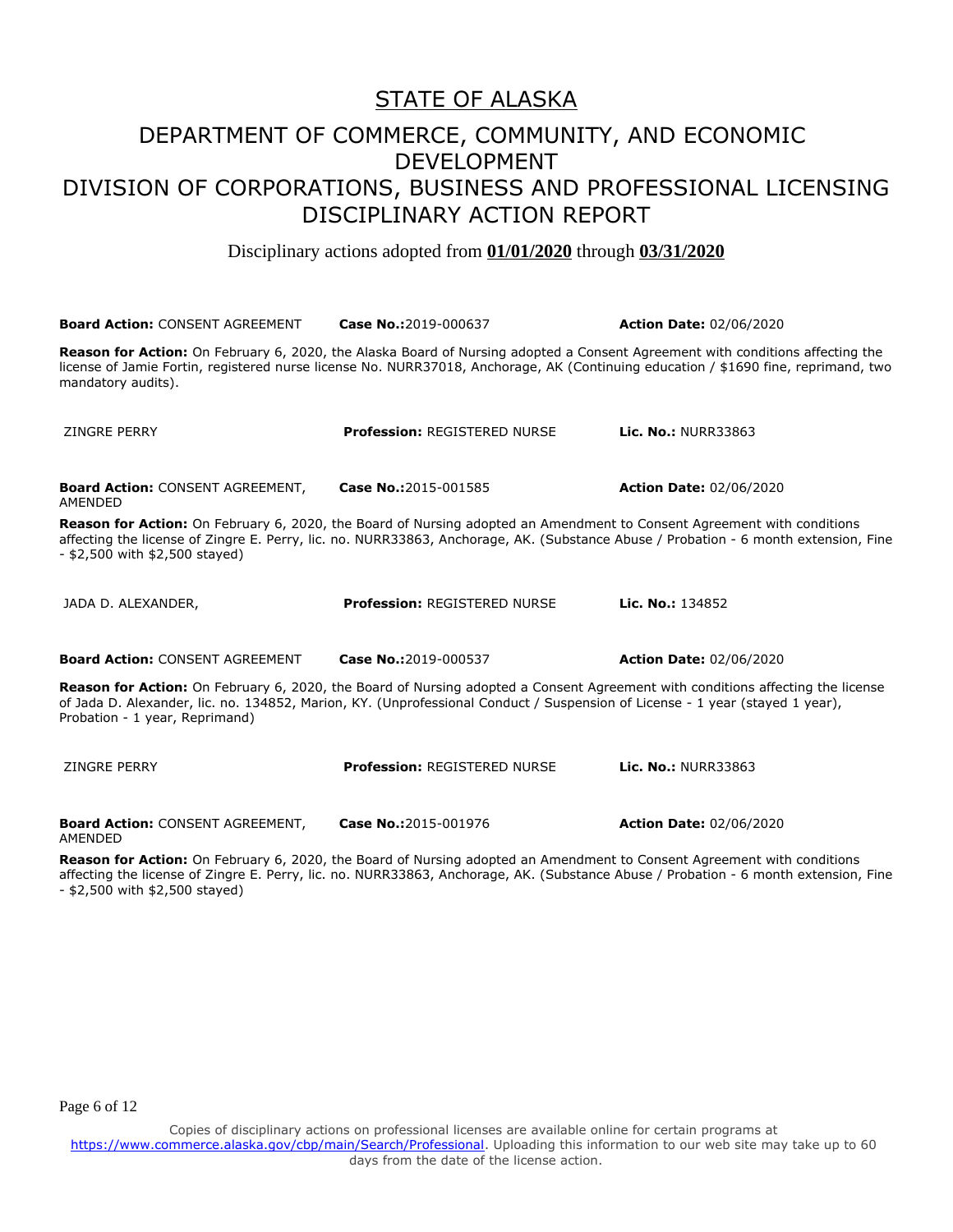# STATE OF ALASKA

## DEPARTMENT OF COMMERCE, COMMUNITY, AND ECONOMIC DEVELOPMENT
## DIVISION OF CORPORATIONS, BUSINESS AND PROFESSIONAL LICENSING
## DISCIPLINARY ACTION REPORT

Disciplinary actions adopted from **01/01/2020** through **03/31/2020**

**Board Action:** CONSENT AGREEMENT | **Case No.:**2019-000637 | **Action Date:** 02/06/2020

**Reason for Action:** On February 6, 2020, the Alaska Board of Nursing adopted a Consent Agreement with conditions affecting the license of Jamie Fortin, registered nurse license No. NURR37018, Anchorage, AK (Continuing education / $1690 fine, reprimand, two mandatory audits).

ZINGRE PERRY | **Profession:** REGISTERED NURSE | **Lic. No.:** NURR33863

**Board Action:** CONSENT AGREEMENT, AMENDED | **Case No.:**2015-001585 | **Action Date:** 02/06/2020

**Reason for Action:** On February 6, 2020, the Board of Nursing adopted an Amendment to Consent Agreement with conditions affecting the license of Zingre E. Perry, lic. no. NURR33863, Anchorage, AK. (Substance Abuse / Probation - 6 month extension, Fine - $2,500 with $2,500 stayed)

JADA D. ALEXANDER, | **Profession:** REGISTERED NURSE | **Lic. No.:** 134852

**Board Action:** CONSENT AGREEMENT | **Case No.:**2019-000537 | **Action Date:** 02/06/2020

**Reason for Action:** On February 6, 2020, the Board of Nursing adopted a Consent Agreement with conditions affecting the license of Jada D. Alexander, lic. no. 134852, Marion, KY. (Unprofessional Conduct / Suspension of License - 1 year (stayed 1 year), Probation - 1 year, Reprimand)

ZINGRE PERRY | **Profession:** REGISTERED NURSE | **Lic. No.:** NURR33863

**Board Action:** CONSENT AGREEMENT, AMENDED | **Case No.:**2015-001976 | **Action Date:** 02/06/2020

**Reason for Action:** On February 6, 2020, the Board of Nursing adopted an Amendment to Consent Agreement with conditions affecting the license of Zingre E. Perry, lic. no. NURR33863, Anchorage, AK. (Substance Abuse / Probation - 6 month extension, Fine - $2,500 with $2,500 stayed)

Copies of disciplinary actions on professional licenses are available online for certain programs at https://www.commerce.alaska.gov/cbp/main/Search/Professional. Uploading this information to our web site may take up to 60 days from the date of the license action.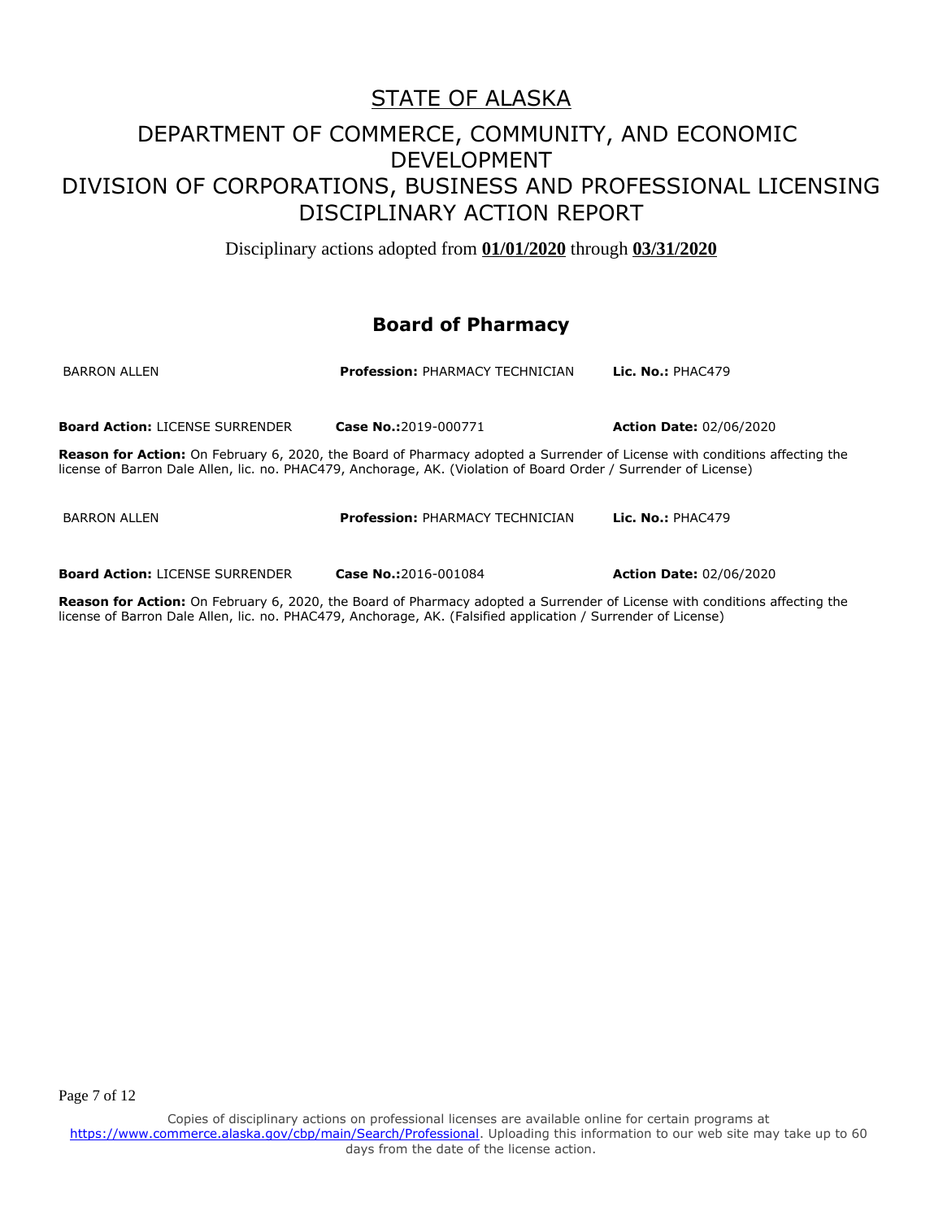# STATE OF ALASKA

## DEPARTMENT OF COMMERCE, COMMUNITY, AND ECONOMIC DEVELOPMENT
## DIVISION OF CORPORATIONS, BUSINESS AND PROFESSIONAL LICENSING
## DISCIPLINARY ACTION REPORT

Disciplinary actions adopted from **01/01/2020** through **03/31/2020**

### Board of Pharmacy

BARRON ALLEN | **Profession:** PHARMACY TECHNICIAN | **Lic. No.:** PHAC479

**Board Action:** LICENSE SURRENDER | **Case No.:**2019-000771 | **Action Date:** 02/06/2020

**Reason for Action:** On February 6, 2020, the Board of Pharmacy adopted a Surrender of License with conditions affecting the license of Barron Dale Allen, lic. no. PHAC479, Anchorage, AK. (Violation of Board Order / Surrender of License)

BARRON ALLEN | **Profession:** PHARMACY TECHNICIAN | **Lic. No.:** PHAC479

**Board Action:** LICENSE SURRENDER | **Case No.:**2016-001084 | **Action Date:** 02/06/2020

**Reason for Action:** On February 6, 2020, the Board of Pharmacy adopted a Surrender of License with conditions affecting the license of Barron Dale Allen, lic. no. PHAC479, Anchorage, AK. (Falsified application / Surrender of License)

Copies of disciplinary actions on professional licenses are available online for certain programs at https://www.commerce.alaska.gov/cbp/main/Search/Professional. Uploading this information to our web site may take up to 60 days from the date of the license action.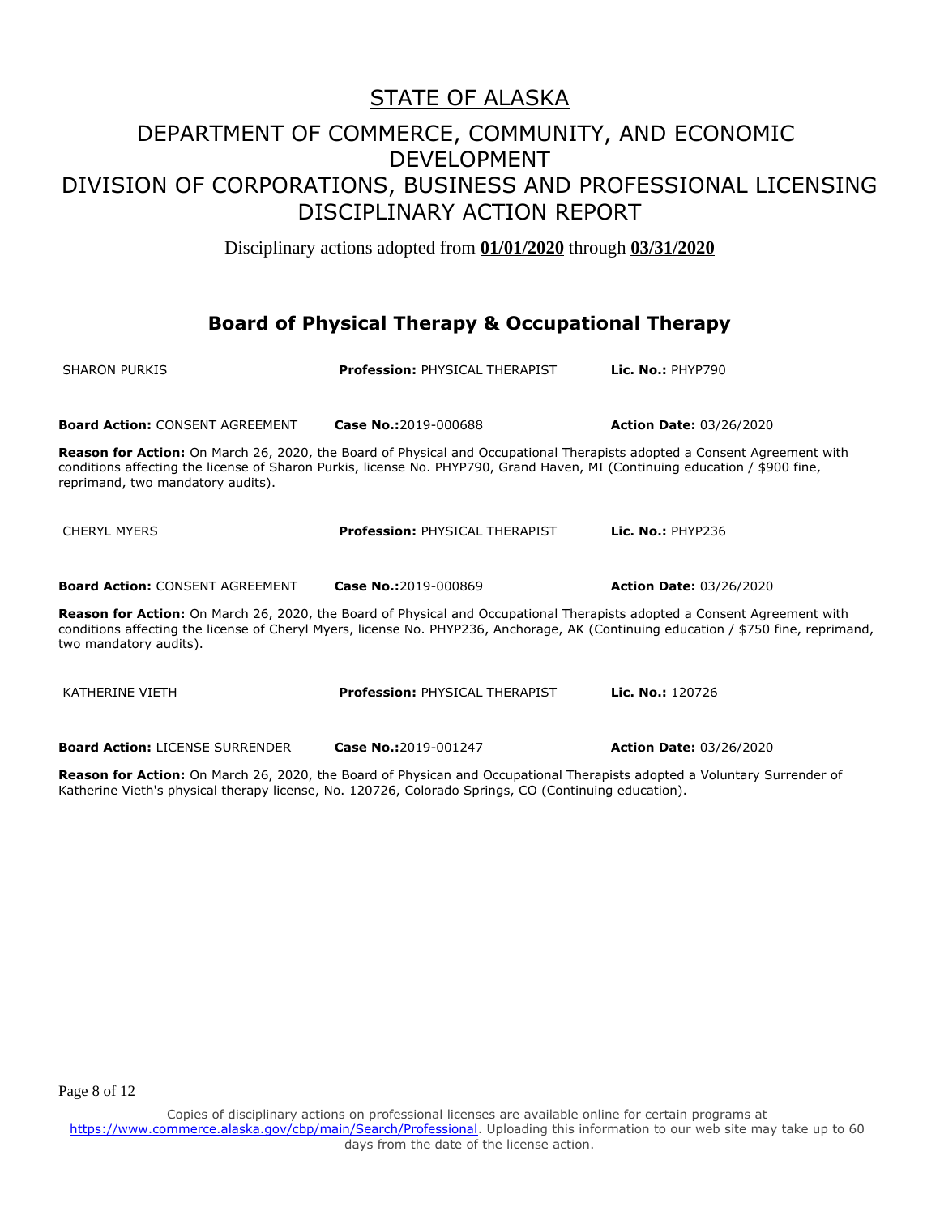# STATE OF ALASKA

## DEPARTMENT OF COMMERCE, COMMUNITY, AND ECONOMIC DEVELOPMENT
## DIVISION OF CORPORATIONS, BUSINESS AND PROFESSIONAL LICENSING
## DISCIPLINARY ACTION REPORT

Disciplinary actions adopted from **01/01/2020** through **03/31/2020**

### Board of Physical Therapy & Occupational Therapy

SHARON PURKIS | **Profession:** PHYSICAL THERAPIST | **Lic. No.:** PHYP790

**Board Action:** CONSENT AGREEMENT | **Case No.:**2019-000688 | **Action Date:** 03/26/2020

**Reason for Action:** On March 26, 2020, the Board of Physical and Occupational Therapists adopted a Consent Agreement with conditions affecting the license of Sharon Purkis, license No. PHYP790, Grand Haven, MI (Continuing education / $900 fine, reprimand, two mandatory audits).

CHERYL MYERS | **Profession:** PHYSICAL THERAPIST | **Lic. No.:** PHYP236

**Board Action:** CONSENT AGREEMENT | **Case No.:**2019-000869 | **Action Date:** 03/26/2020

**Reason for Action:** On March 26, 2020, the Board of Physical and Occupational Therapists adopted a Consent Agreement with conditions affecting the license of Cheryl Myers, license No. PHYP236, Anchorage, AK (Continuing education / $750 fine, reprimand, two mandatory audits).

KATHERINE VIETH | **Profession:** PHYSICAL THERAPIST | **Lic. No.:** 120726

**Board Action:** LICENSE SURRENDER | **Case No.:**2019-001247 | **Action Date:** 03/26/2020

**Reason for Action:** On March 26, 2020, the Board of Physican and Occupational Therapists adopted a Voluntary Surrender of Katherine Vieth's physical therapy license, No. 120726, Colorado Springs, CO (Continuing education).

Copies of disciplinary actions on professional licenses are available online for certain programs at https://www.commerce.alaska.gov/cbp/main/Search/Professional. Uploading this information to our web site may take up to 60 days from the date of the license action.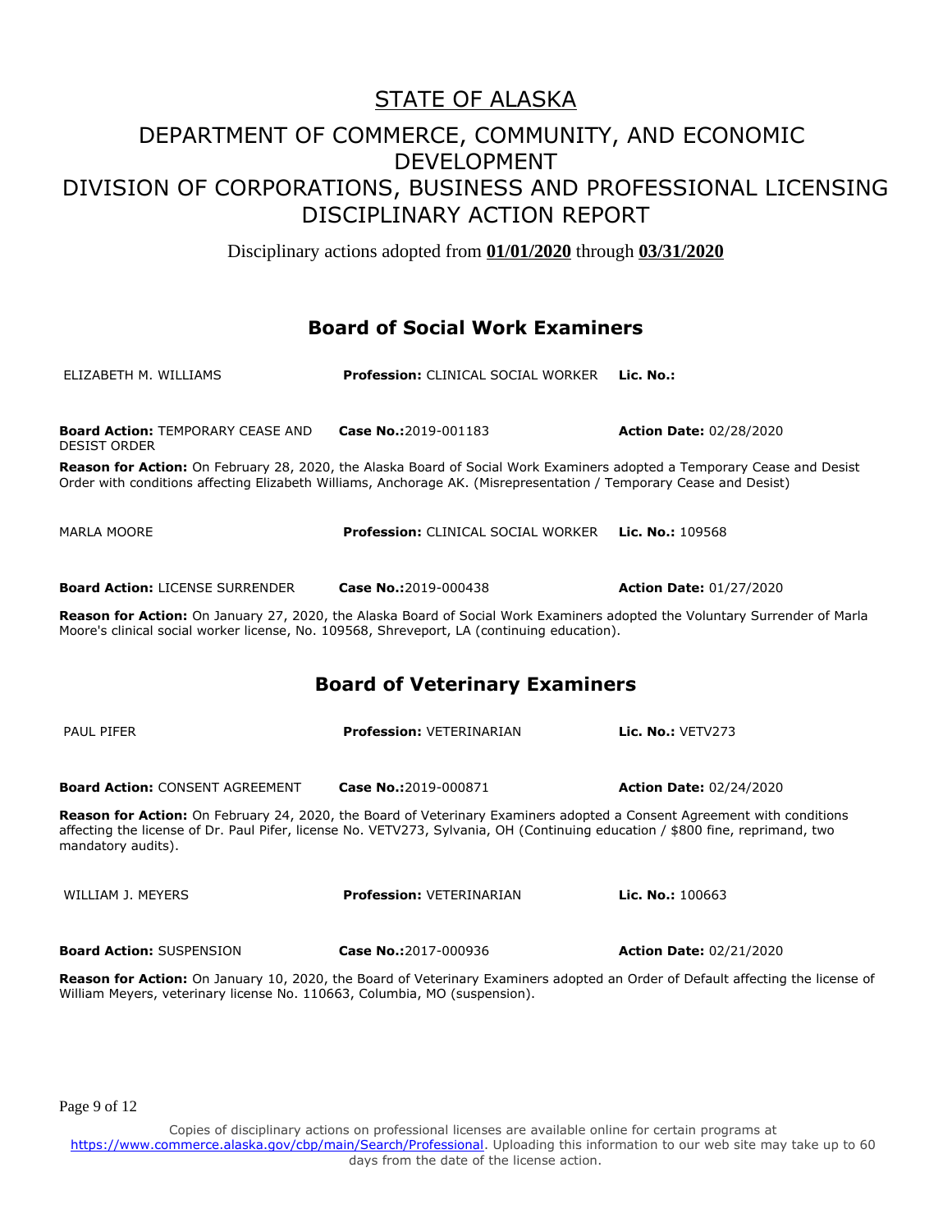# STATE OF ALASKA

## DEPARTMENT OF COMMERCE, COMMUNITY, AND ECONOMIC DEVELOPMENT
## DIVISION OF CORPORATIONS, BUSINESS AND PROFESSIONAL LICENSING
## DISCIPLINARY ACTION REPORT

Disciplinary actions adopted from **01/01/2020** through **03/31/2020**

### Board of Social Work Examiners

ELIZABETH M. WILLIAMS | **Profession:** CLINICAL SOCIAL WORKER | **Lic. No.:**

**Board Action:** TEMPORARY CEASE AND DESIST ORDER | **Case No.:**2019-001183 | **Action Date:** 02/28/2020

**Reason for Action:** On February 28, 2020, the Alaska Board of Social Work Examiners adopted a Temporary Cease and Desist Order with conditions affecting Elizabeth Williams, Anchorage AK. (Misrepresentation / Temporary Cease and Desist)

MARLA MOORE | **Profession:** CLINICAL SOCIAL WORKER | **Lic. No.:** 109568

**Board Action:** LICENSE SURRENDER | **Case No.:**2019-000438 | **Action Date:** 01/27/2020

**Reason for Action:** On January 27, 2020, the Alaska Board of Social Work Examiners adopted the Voluntary Surrender of Marla Moore's clinical social worker license, No. 109568, Shreveport, LA (continuing education).

### Board of Veterinary Examiners

PAUL PIFER | **Profession:** VETERINARIAN | **Lic. No.:** VETV273

**Board Action:** CONSENT AGREEMENT | **Case No.:**2019-000871 | **Action Date:** 02/24/2020

**Reason for Action:** On February 24, 2020, the Board of Veterinary Examiners adopted a Consent Agreement with conditions affecting the license of Dr. Paul Pifer, license No. VETV273, Sylvania, OH (Continuing education / $800 fine, reprimand, two mandatory audits).

WILLIAM J. MEYERS | **Profession:** VETERINARIAN | **Lic. No.:** 100663

**Board Action:** SUSPENSION | **Case No.:**2017-000936 | **Action Date:** 02/21/2020

**Reason for Action:** On January 10, 2020, the Board of Veterinary Examiners adopted an Order of Default affecting the license of William Meyers, veterinary license No. 110663, Columbia, MO (suspension).

Copies of disciplinary actions on professional licenses are available online for certain programs at https://www.commerce.alaska.gov/cbp/main/Search/Professional. Uploading this information to our web site may take up to 60 days from the date of the license action.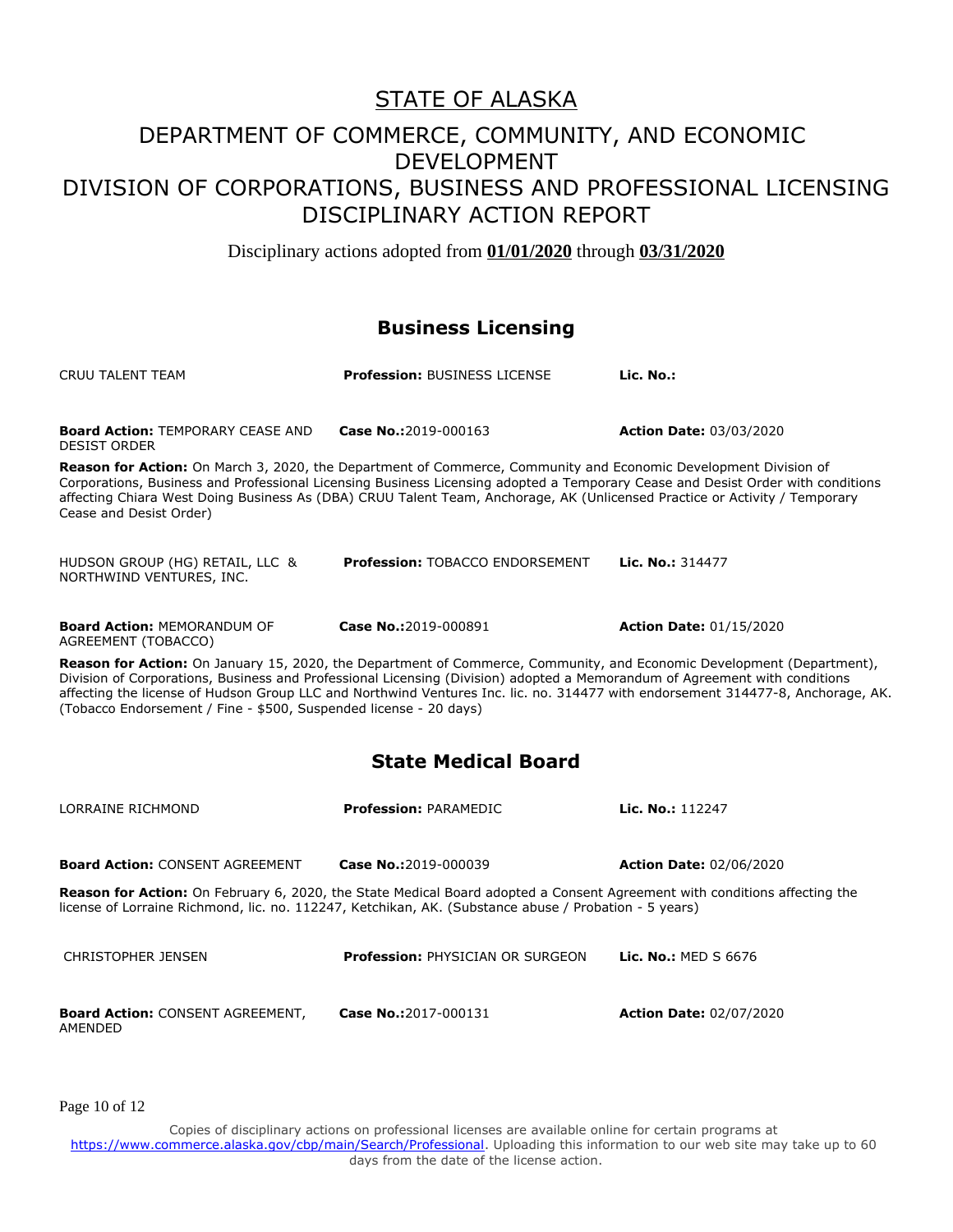# STATE OF ALASKA

## DEPARTMENT OF COMMERCE, COMMUNITY, AND ECONOMIC DEVELOPMENT
## DIVISION OF CORPORATIONS, BUSINESS AND PROFESSIONAL LICENSING
## DISCIPLINARY ACTION REPORT

Disciplinary actions adopted from **01/01/2020** through **03/31/2020**

## Business Licensing

CRUU TALENT TEAM | **Profession:** BUSINESS LICENSE | **Lic. No.:**

**Board Action:** TEMPORARY CEASE AND DESIST ORDER | **Case No.:**2019-000163 | **Action Date:** 03/03/2020

**Reason for Action:** On March 3, 2020, the Department of Commerce, Community and Economic Development Division of Corporations, Business and Professional Licensing Business Licensing adopted a Temporary Cease and Desist Order with conditions affecting Chiara West Doing Business As (DBA) CRUU Talent Team, Anchorage, AK (Unlicensed Practice or Activity / Temporary Cease and Desist Order)

HUDSON GROUP (HG) RETAIL, LLC & NORTHWIND VENTURES, INC. | **Profession:** TOBACCO ENDORSEMENT | **Lic. No.:** 314477

**Board Action:** MEMORANDUM OF AGREEMENT (TOBACCO) | **Case No.:**2019-000891 | **Action Date:** 01/15/2020

**Reason for Action:** On January 15, 2020, the Department of Commerce, Community, and Economic Development (Department), Division of Corporations, Business and Professional Licensing (Division) adopted a Memorandum of Agreement with conditions affecting the license of Hudson Group LLC and Northwind Ventures Inc. lic. no. 314477 with endorsement 314477-8, Anchorage, AK. (Tobacco Endorsement / Fine - $500, Suspended license - 20 days)

## State Medical Board

LORRAINE RICHMOND | **Profession:** PARAMEDIC | **Lic. No.:** 112247

**Board Action:** CONSENT AGREEMENT | **Case No.:**2019-000039 | **Action Date:** 02/06/2020

**Reason for Action:** On February 6, 2020, the State Medical Board adopted a Consent Agreement with conditions affecting the license of Lorraine Richmond, lic. no. 112247, Ketchikan, AK. (Substance abuse / Probation - 5 years)

CHRISTOPHER JENSEN | **Profession:** PHYSICIAN OR SURGEON | **Lic. No.:** MED S 6676

**Board Action:** CONSENT AGREEMENT, AMENDED | **Case No.:**2017-000131 | **Action Date:** 02/07/2020

Copies of disciplinary actions on professional licenses are available online for certain programs at https://www.commerce.alaska.gov/cbp/main/Search/Professional. Uploading this information to our web site may take up to 60 days from the date of the license action.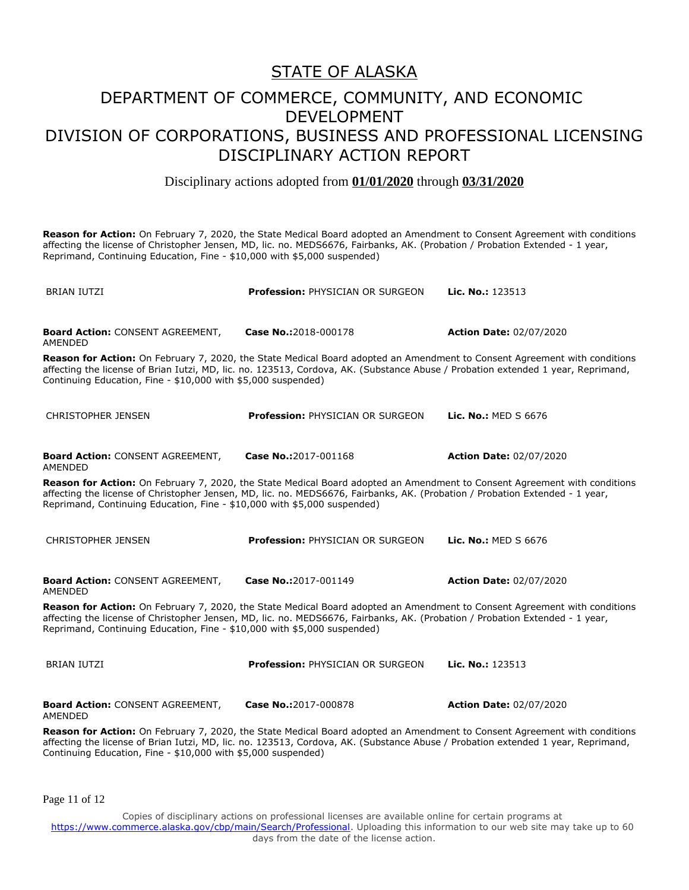# STATE OF ALASKA

## DEPARTMENT OF COMMERCE, COMMUNITY, AND ECONOMIC DEVELOPMENT
## DIVISION OF CORPORATIONS, BUSINESS AND PROFESSIONAL LICENSING
## DISCIPLINARY ACTION REPORT

Disciplinary actions adopted from **01/01/2020** through **03/31/2020**

**Reason for Action:** On February 7, 2020, the State Medical Board adopted an Amendment to Consent Agreement with conditions affecting the license of Christopher Jensen, MD, lic. no. MEDS6676, Fairbanks, AK. (Probation / Probation Extended - 1 year, Reprimand, Continuing Education, Fine - $10,000 with $5,000 suspended)

| BRIAN IUTZI | **Profession:** PHYSICIAN OR SURGEON | **Lic. No.:** 123513 |
|---|---|---|
| **Board Action:** CONSENT AGREEMENT, AMENDED | **Case No.:**2018-000178 | **Action Date:** 02/07/2020 |

**Reason for Action:** On February 7, 2020, the State Medical Board adopted an Amendment to Consent Agreement with conditions affecting the license of Brian Iutzi, MD, lic. no. 123513, Cordova, AK. (Substance Abuse / Probation extended 1 year, Reprimand, Continuing Education, Fine - $10,000 with $5,000 suspended)

| CHRISTOPHER JENSEN | **Profession:** PHYSICIAN OR SURGEON | **Lic. No.:** MED S 6676 |
|---|---|---|
| **Board Action:** CONSENT AGREEMENT, AMENDED | **Case No.:**2017-001168 | **Action Date:** 02/07/2020 |

**Reason for Action:** On February 7, 2020, the State Medical Board adopted an Amendment to Consent Agreement with conditions affecting the license of Christopher Jensen, MD, lic. no. MEDS6676, Fairbanks, AK. (Probation / Probation Extended - 1 year, Reprimand, Continuing Education, Fine - $10,000 with $5,000 suspended)

| CHRISTOPHER JENSEN | **Profession:** PHYSICIAN OR SURGEON | **Lic. No.:** MED S 6676 |
|---|---|---|
| **Board Action:** CONSENT AGREEMENT, AMENDED | **Case No.:**2017-001149 | **Action Date:** 02/07/2020 |

**Reason for Action:** On February 7, 2020, the State Medical Board adopted an Amendment to Consent Agreement with conditions affecting the license of Christopher Jensen, MD, lic. no. MEDS6676, Fairbanks, AK. (Probation / Probation Extended - 1 year, Reprimand, Continuing Education, Fine - $10,000 with $5,000 suspended)

| BRIAN IUTZI | **Profession:** PHYSICIAN OR SURGEON | **Lic. No.:** 123513 |
|---|---|---|
| **Board Action:** CONSENT AGREEMENT, AMENDED | **Case No.:**2017-000878 | **Action Date:** 02/07/2020 |

**Reason for Action:** On February 7, 2020, the State Medical Board adopted an Amendment to Consent Agreement with conditions affecting the license of Brian Iutzi, MD, lic. no. 123513, Cordova, AK. (Substance Abuse / Probation extended 1 year, Reprimand, Continuing Education, Fine - $10,000 with $5,000 suspended)

Copies of disciplinary actions on professional licenses are available online for certain programs at https://www.commerce.alaska.gov/cbp/main/Search/Professional. Uploading this information to our web site may take up to 60 days from the date of the license action.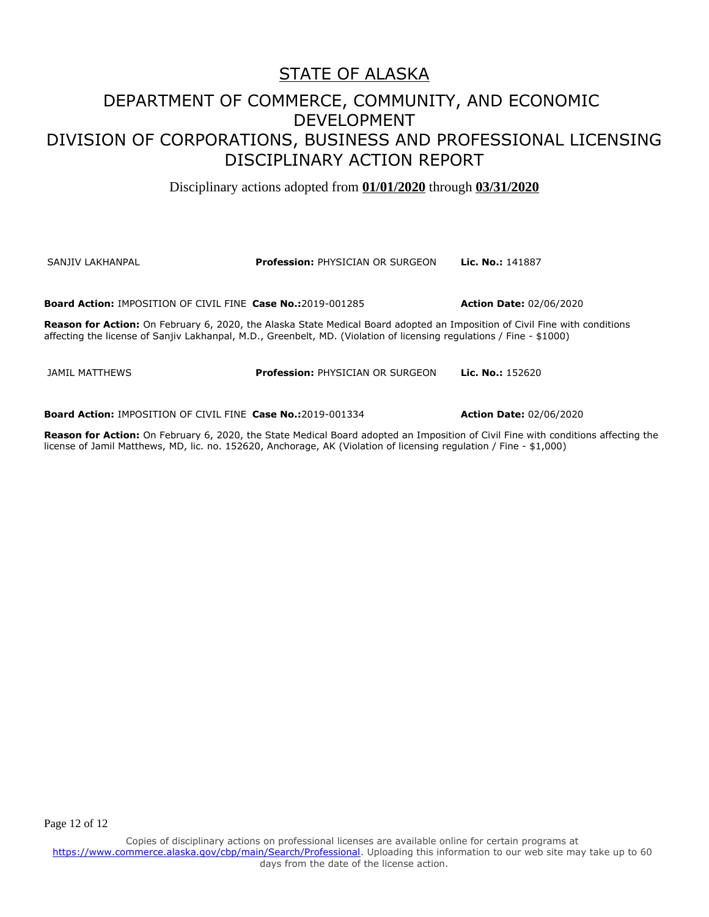# STATE OF ALASKA

## DEPARTMENT OF COMMERCE, COMMUNITY, AND ECONOMIC DEVELOPMENT
## DIVISION OF CORPORATIONS, BUSINESS AND PROFESSIONAL LICENSING
## DISCIPLINARY ACTION REPORT

Disciplinary actions adopted from **01/01/2020** through **03/31/2020**

SANJIV LAKHANPAL **Profession:** PHYSICIAN OR SURGEON **Lic. No.:** 141887

**Board Action:** IMPOSITION OF CIVIL FINE **Case No.:**2019-001285 **Action Date:** 02/06/2020

**Reason for Action:** On February 6, 2020, the Alaska State Medical Board adopted an Imposition of Civil Fine with conditions affecting the license of Sanjiv Lakhanpal, M.D., Greenbelt, MD. (Violation of licensing regulations / Fine - $1000)

JAMIL MATTHEWS **Profession:** PHYSICIAN OR SURGEON **Lic. No.:** 152620

**Board Action:** IMPOSITION OF CIVIL FINE **Case No.:**2019-001334 **Action Date:** 02/06/2020

**Reason for Action:** On February 6, 2020, the State Medical Board adopted an Imposition of Civil Fine with conditions affecting the license of Jamil Matthews, MD, lic. no. 152620, Anchorage, AK (Violation of licensing regulation / Fine - $1,000)

Copies of disciplinary actions on professional licenses are available online for certain programs at https://www.commerce.alaska.gov/cbp/main/Search/Professional. Uploading this information to our web site may take up to 60 days from the date of the license action.